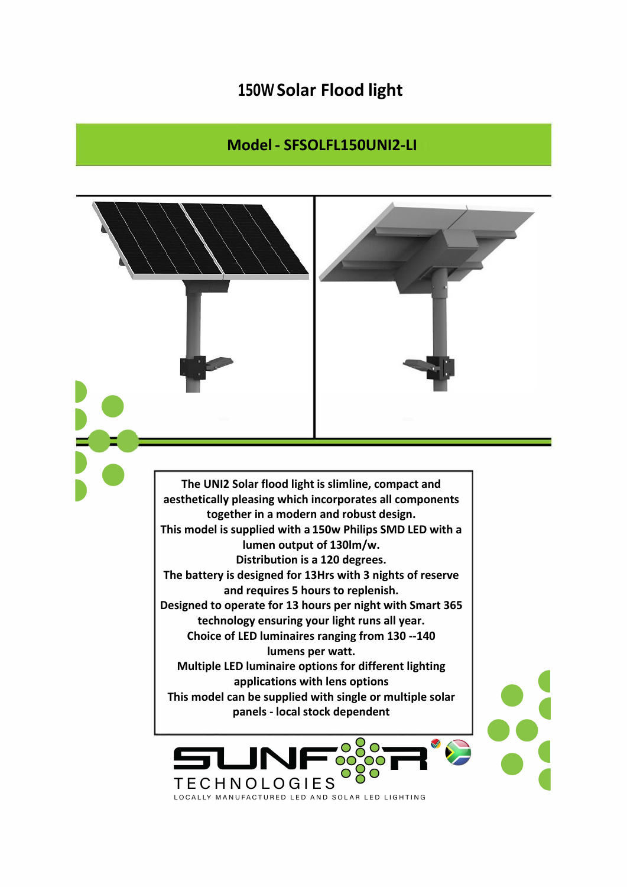# 150W Solar Flood light

## Model - SFSOLFL150UNI2-LI

**The UNI2 Solar flood light is slimline, compact and aesthetically pleasing which incorporates all components together in a modern and robust design.**
**This model is supplied with a 150w Philips SMD LED with a lumen output of 130lm/w.**
**Distribution is a 120 degrees.**
**The battery is designed for 13Hrs with 3 nights of reserve and requires 5 hours to replenish.**
**Designed to operate for 13 hours per night with Smart 365 technology ensuring your light runs all year.**
**Choice of LED luminaires ranging from 130 --140 lumens per watt.**
**Multiple LED luminaire options for different lighting applications with lens options**
**This model can be supplied with single or multiple solar panels - local stock dependent**

SUNFOR TECHNOLOGIES
LOCALLY MANUFACTURED LED AND SOLAR LED LIGHTING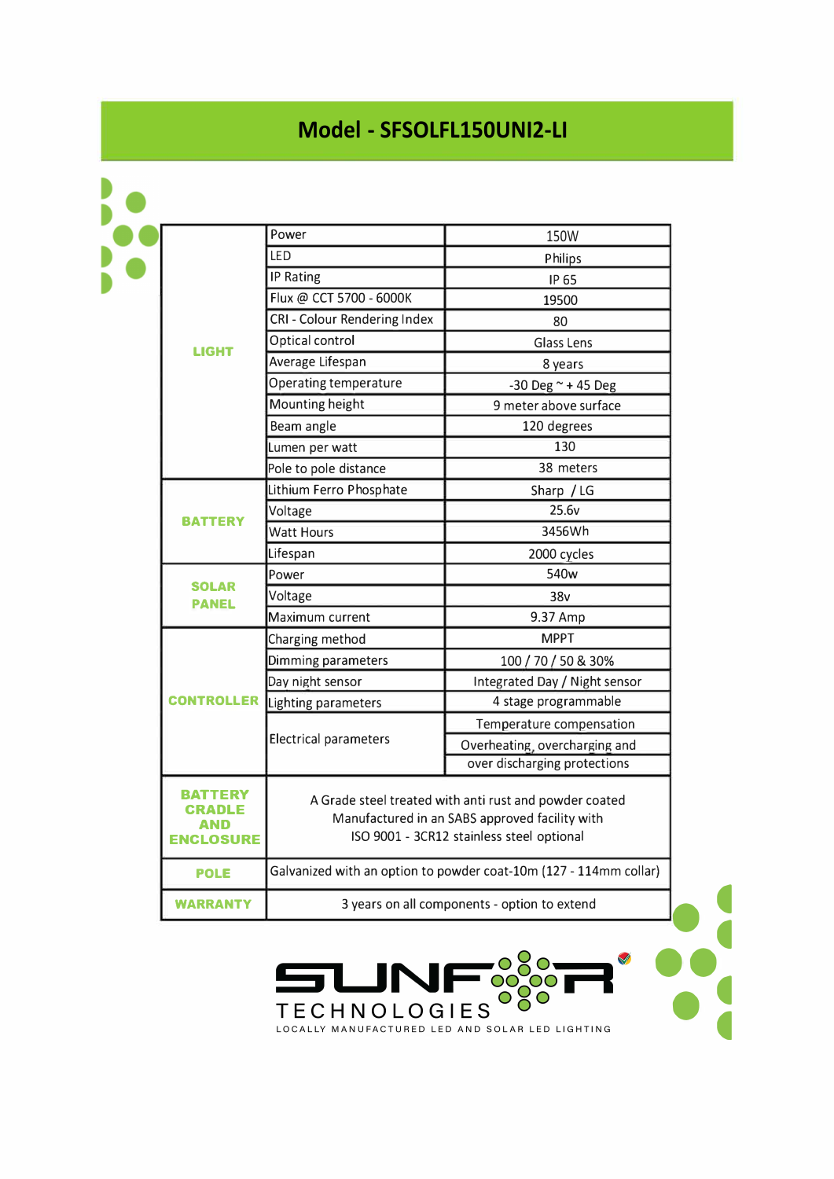# Model - SFSOLFL150UNI2-LI

| | | |
|---|---|---|
| **LIGHT** | Power | 150W |
| | LED | Philips |
| | IP Rating | IP 65 |
| | Flux @ CCT 5700 - 6000K | 19500 |
| | CRI - Colour Rendering Index | 80 |
| | Optical control | Glass Lens |
| | Average Lifespan | 8 years |
| | Operating temperature | -30 Deg ~ + 45 Deg |
| | Mounting height | 9 meter above surface |
| | Beam angle | 120 degrees |
| | Lumen per watt | 130 |
| | Pole to pole distance | 38 meters |
| **BATTERY** | Lithium Ferro Phosphate | Sharp / LG |
| | Voltage | 25.6v |
| | Watt Hours | 3456Wh |
| | Lifespan | 2000 cycles |
| **SOLAR PANEL** | Power | 540w |
| | Voltage | 38v |
| | Maximum current | 9.37 Amp |
| **CONTROLLER** | Charging method | MPPT |
| | Dimming parameters | 100 / 70 / 50 & 30% |
| | Day night sensor | Integrated Day / Night sensor |
| | Lighting parameters | 4 stage programmable |
| | Electrical parameters | Temperature compensation |
| | | Overheating, overcharging and over discharging protections |
| **BATTERY CRADLE AND ENCLOSURE** | A Grade steel treated with anti rust and powder coated Manufactured in an SABS approved facility with ISO 9001 - 3CR12 stainless steel optional | |
| **POLE** | Galvanized with an option to powder coat-10m (127 - 114mm collar) | |
| **WARRANTY** | 3 years on all components - option to extend | |

SUNFOR TECHNOLOGIES

LOCALLY MANUFACTURED LED AND SOLAR LED LIGHTING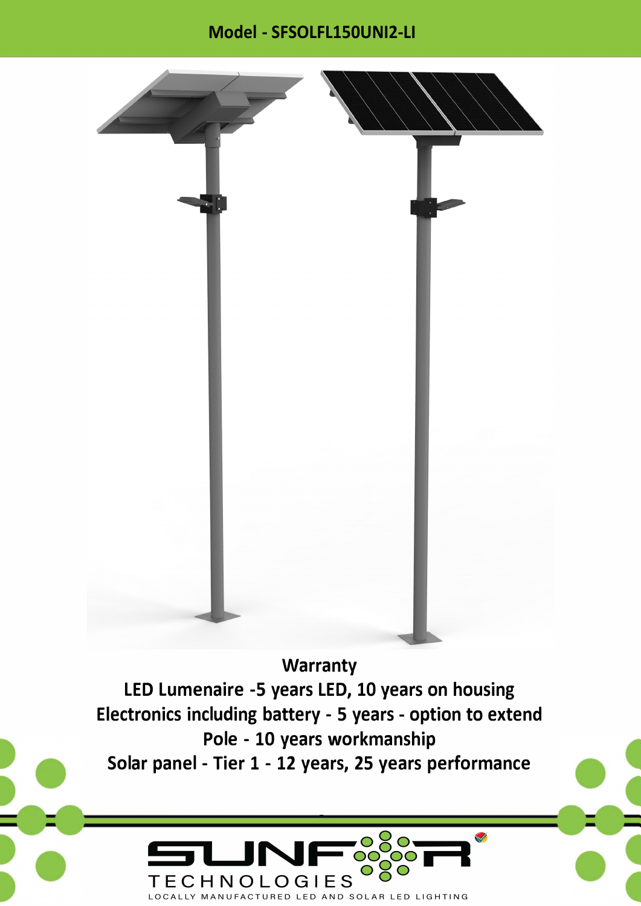## Model - SFSOLFL150UNI2-LI

**Warranty**

**LED Lumenaire -5 years LED, 10 years on housing**

**Electronics including battery - 5 years - option to extend**

**Pole - 10 years workmanship**

**Solar panel - Tier 1 - 12 years, 25 years performance**

SUNFOR TECHNOLOGIES

LOCALLY MANUFACTURED LED AND SOLAR LED LIGHTING